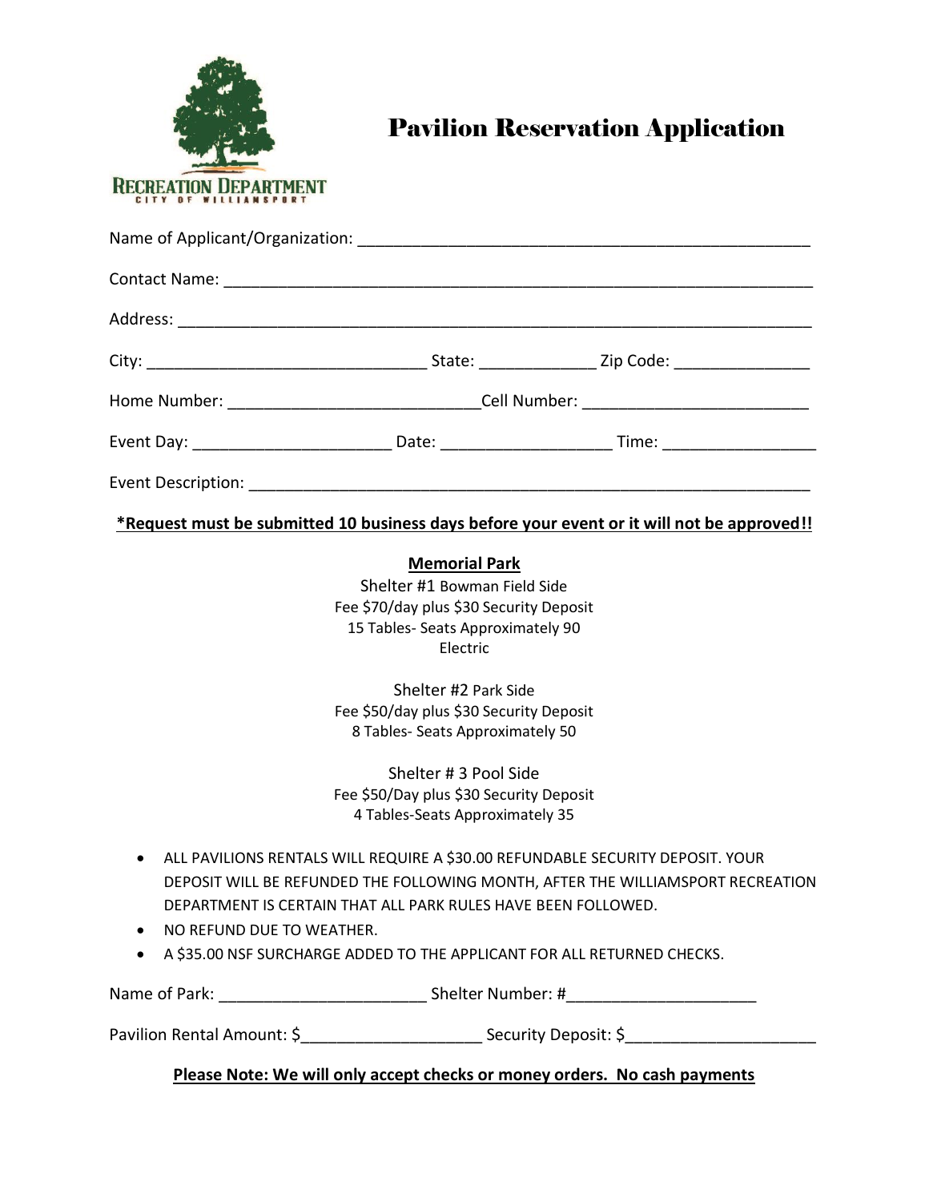RECREATION DEPARTMENT
CITY OF WILLIAMSPORT

# Pavilion Reservation Application

Name of Applicant/Organization: ___________________________________________________

Contact Name: _________________________________________________________________

Address: _____________________________________________________________________

City: ______________________________ State: _____________ Zip Code: _______________

Home Number: ___________________________Cell Number: _________________________

Event Day: _____________________ Date: __________________ Time: ________________

Event Description: ______________________________________________________________

**\*Request must be submitted 10 business days before your event or it will not be approved!!**

**Memorial Park**

Shelter #1 Bowman Field Side
Fee $70/day plus $30 Security Deposit
15 Tables- Seats Approximately 90
Electric

Shelter #2 Park Side
Fee $50/day plus $30 Security Deposit
8 Tables- Seats Approximately 50

Shelter # 3 Pool Side
Fee $50/Day plus $30 Security Deposit
4 Tables-Seats Approximately 35

- ALL PAVILIONS RENTALS WILL REQUIRE A $30.00 REFUNDABLE SECURITY DEPOSIT. YOUR DEPOSIT WILL BE REFUNDED THE FOLLOWING MONTH, AFTER THE WILLIAMSPORT RECREATION DEPARTMENT IS CERTAIN THAT ALL PARK RULES HAVE BEEN FOLLOWED.
- NO REFUND DUE TO WEATHER.
- A $35.00 NSF SURCHARGE ADDED TO THE APPLICANT FOR ALL RETURNED CHECKS.

Name of Park: _______________________ Shelter Number: #_____________________

Pavilion Rental Amount: $___________________ Security Deposit: $_____________________

**Please Note: We will only accept checks or money orders. No cash payments**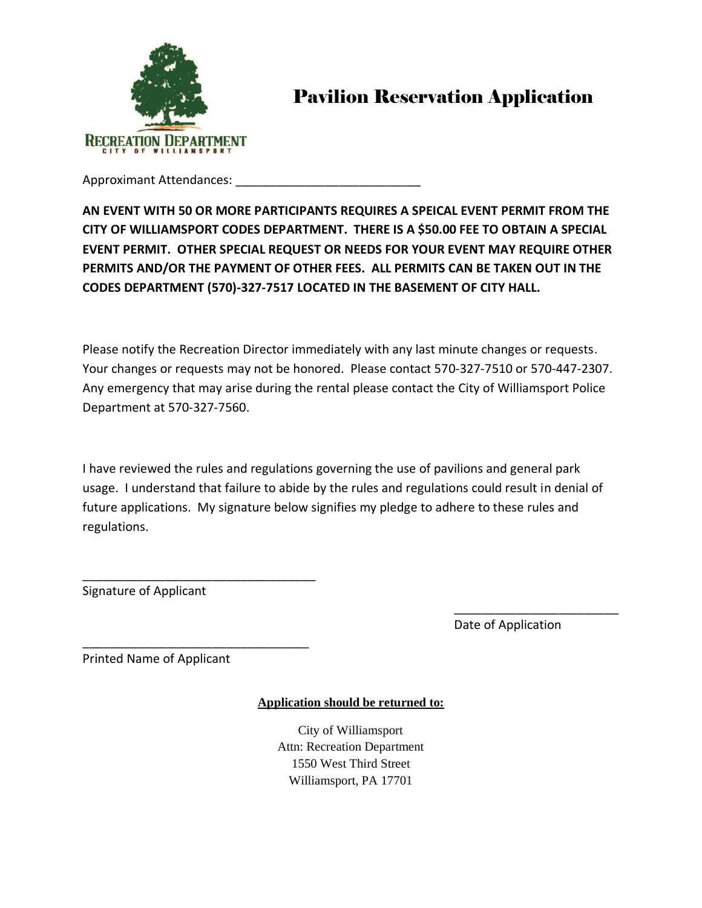# Pavilion Reservation Application

RECREATION DEPARTMENT
CITY OF WILLIAMSPORT

Approximant Attendances: ___________________________

**AN EVENT WITH 50 OR MORE PARTICIPANTS REQUIRES A SPEICAL EVENT PERMIT FROM THE CITY OF WILLIAMSPORT CODES DEPARTMENT. THERE IS A $50.00 FEE TO OBTAIN A SPECIAL EVENT PERMIT. OTHER SPECIAL REQUEST OR NEEDS FOR YOUR EVENT MAY REQUIRE OTHER PERMITS AND/OR THE PAYMENT OF OTHER FEES. ALL PERMITS CAN BE TAKEN OUT IN THE CODES DEPARTMENT (570)-327-7517 LOCATED IN THE BASEMENT OF CITY HALL.**

Please notify the Recreation Director immediately with any last minute changes or requests. Your changes or requests may not be honored. Please contact 570-327-7510 or 570-447-2307. Any emergency that may arise during the rental please contact the City of Williamsport Police Department at 570-327-7560.

I have reviewed the rules and regulations governing the use of pavilions and general park usage. I understand that failure to abide by the rules and regulations could result in denial of future applications. My signature below signifies my pledge to adhere to these rules and regulations.

___________________________________
Signature of Applicant

_________________________
Date of Application

___________________________________
Printed Name of Applicant

**Application should be returned to:**

City of Williamsport
Attn: Recreation Department
1550 West Third Street
Williamsport, PA 17701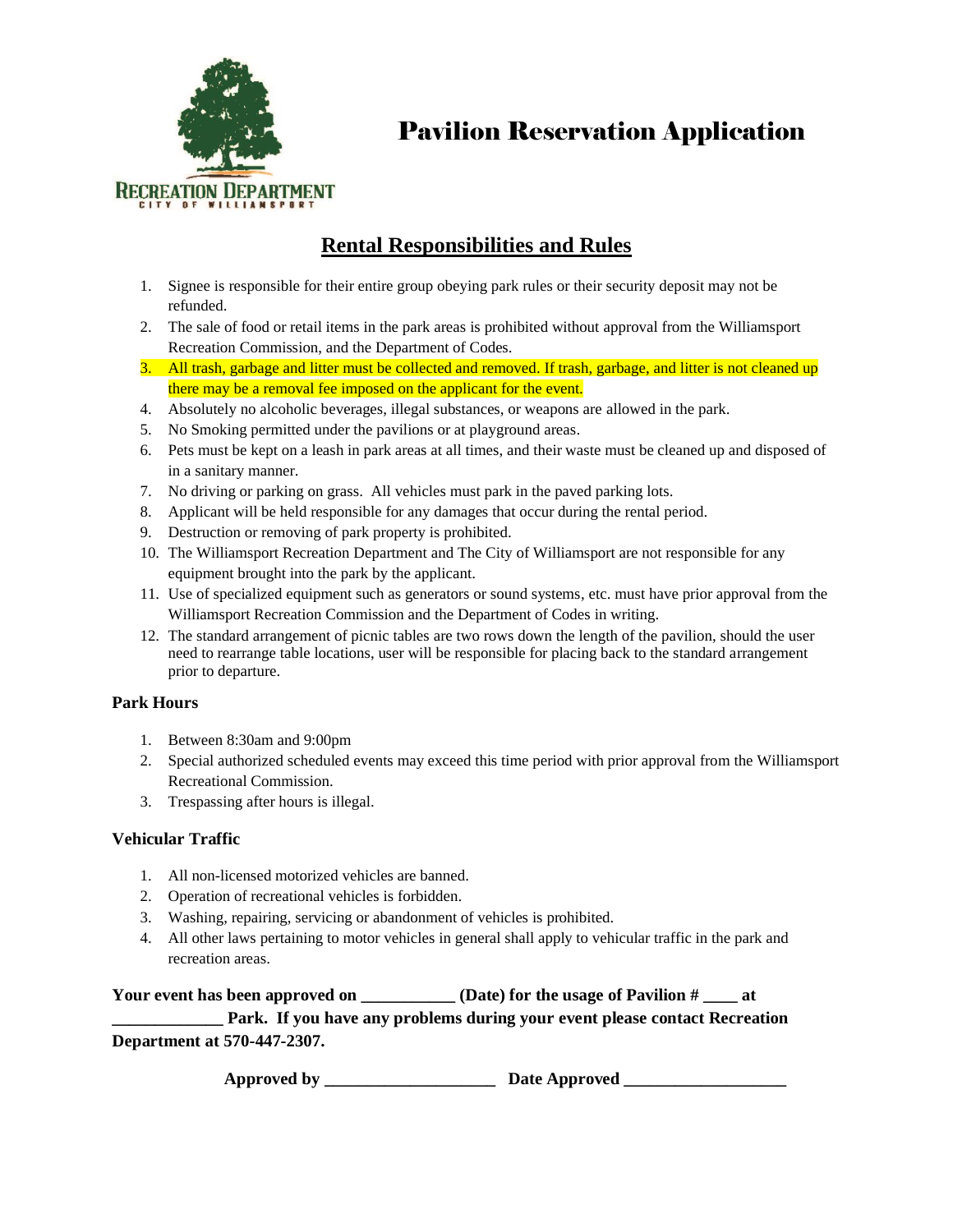RECREATION DEPARTMENT
CITY OF WILLIAMSPORT

# Pavilion Reservation Application

## Rental Responsibilities and Rules

1. Signee is responsible for their entire group obeying park rules or their security deposit may not be refunded.
2. The sale of food or retail items in the park areas is prohibited without approval from the Williamsport Recreation Commission, and the Department of Codes.
3. All trash, garbage and litter must be collected and removed. If trash, garbage, and litter is not cleaned up there may be a removal fee imposed on the applicant for the event.
4. Absolutely no alcoholic beverages, illegal substances, or weapons are allowed in the park.
5. No Smoking permitted under the pavilions or at playground areas.
6. Pets must be kept on a leash in park areas at all times, and their waste must be cleaned up and disposed of in a sanitary manner.
7. No driving or parking on grass. All vehicles must park in the paved parking lots.
8. Applicant will be held responsible for any damages that occur during the rental period.
9. Destruction or removing of park property is prohibited.
10. The Williamsport Recreation Department and The City of Williamsport are not responsible for any equipment brought into the park by the applicant.
11. Use of specialized equipment such as generators or sound systems, etc. must have prior approval from the Williamsport Recreation Commission and the Department of Codes in writing.
12. The standard arrangement of picnic tables are two rows down the length of the pavilion, should the user need to rearrange table locations, user will be responsible for placing back to the standard arrangement prior to departure.

### Park Hours

1. Between 8:30am and 9:00pm
2. Special authorized scheduled events may exceed this time period with prior approval from the Williamsport Recreational Commission.
3. Trespassing after hours is illegal.

### Vehicular Traffic

1. All non-licensed motorized vehicles are banned.
2. Operation of recreational vehicles is forbidden.
3. Washing, repairing, servicing or abandonment of vehicles is prohibited.
4. All other laws pertaining to motor vehicles in general shall apply to vehicular traffic in the park and recreation areas.

**Your event has been approved on ___________ (Date) for the usage of Pavilion # ____ at _____________ Park. If you have any problems during your event please contact Recreation Department at 570-447-2307.**

**Approved by ____________________ Date Approved ___________________**